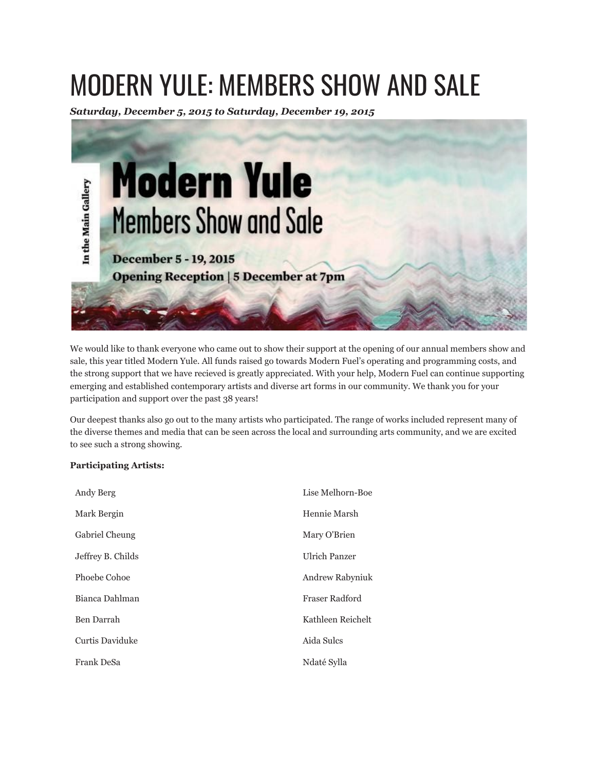# MODERN YULE: MEMBERS SHOW AND SALE

***Saturday, December 5, 2015 to Saturday, December 19, 2015***

We would like to thank everyone who came out to show their support at the opening of our annual members show and sale, this year titled Modern Yule. All funds raised go towards Modern Fuel's operating and programming costs, and the strong support that we have recieved is greatly appreciated. With your help, Modern Fuel can continue supporting emerging and established contemporary artists and diverse art forms in our community. We thank you for your participation and support over the past 38 years!

Our deepest thanks also go out to the many artists who participated. The range of works included represent many of the diverse themes and media that can be seen across the local and surrounding arts community, and we are excited to see such a strong showing.

**Participating Artists:**

| | |
|---|---|
| Andy Berg | Lise Melhorn-Boe |
| Mark Bergin | Hennie Marsh |
| Gabriel Cheung | Mary O'Brien |
| Jeffrey B. Childs | Ulrich Panzer |
| Phoebe Cohoe | Andrew Rabyniuk |
| Bianca Dahlman | Fraser Radford |
| Ben Darrah | Kathleen Reichelt |
| Curtis Daviduke | Aida Sulcs |
| Frank DeSa | Ndaté Sylla |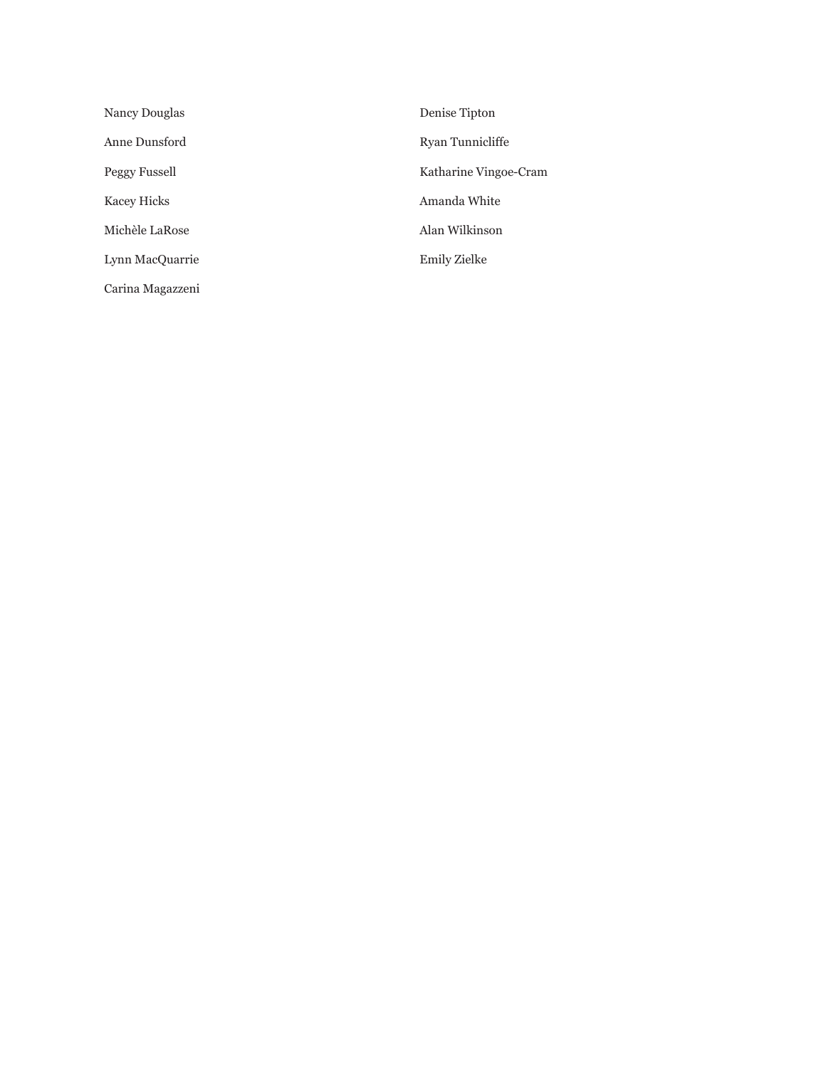Nancy Douglas

Anne Dunsford

Peggy Fussell

Kacey Hicks

Michèle LaRose

Lynn MacQuarrie

Carina Magazzeni

Denise Tipton

Ryan Tunnicliffe

Katharine Vingoe-Cram

Amanda White

Alan Wilkinson

Emily Zielke